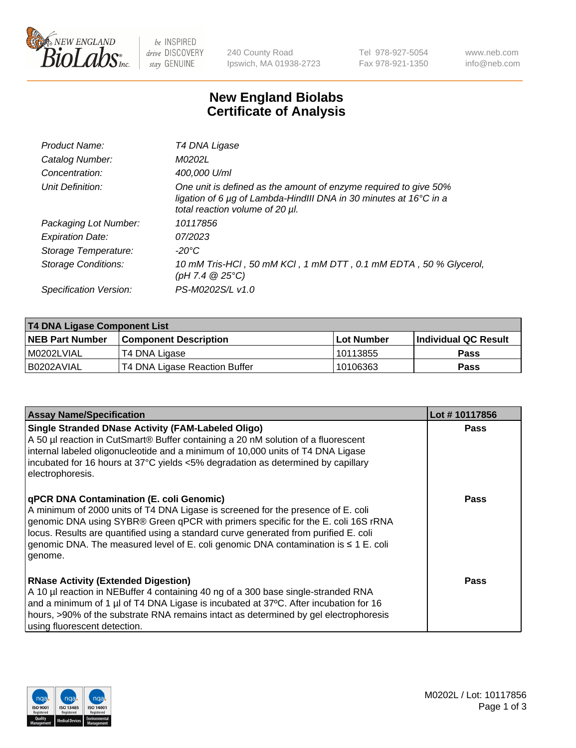# New England Biolabs Certificate of Analysis

| | |
|---|---|
| *Product Name:* | *T4 DNA Ligase* |
| *Catalog Number:* | *M0202L* |
| *Concentration:* | *400,000 U/ml* |
| *Unit Definition:* | *One unit is defined as the amount of enzyme required to give 50% ligation of 6 µg of Lambda-HindIII DNA in 30 minutes at 16°C in a total reaction volume of 20 µl.* |
| *Packaging Lot Number:* | *10117856* |
| *Expiration Date:* | *07/2023* |
| *Storage Temperature:* | *-20°C* |
| *Storage Conditions:* | *10 mM Tris-HCl , 50 mM KCl , 1 mM DTT , 0.1 mM EDTA , 50 % Glycerol, (pH 7.4 @ 25°C)* |
| *Specification Version:* | *PS-M0202S/L v1.0* |

**T4 DNA Ligase Component List**

| NEB Part Number | Component Description | Lot Number | Individual QC Result |
|---|---|---|---|
| M0202LVIAL | T4 DNA Ligase | 10113855 | Pass |
| B0202AVIAL | T4 DNA Ligase Reaction Buffer | 10106363 | Pass |

| Assay Name/Specification | Lot # 10117856 |
|---|---|
| **Single Stranded DNase Activity (FAM-Labeled Oligo)** A 50 µl reaction in CutSmart® Buffer containing a 20 nM solution of a fluorescent internal labeled oligonucleotide and a minimum of 10,000 units of T4 DNA Ligase incubated for 16 hours at 37°C yields <5% degradation as determined by capillary electrophoresis. | Pass |
| **qPCR DNA Contamination (E. coli Genomic)** A minimum of 2000 units of T4 DNA Ligase is screened for the presence of E. coli genomic DNA using SYBR® Green qPCR with primers specific for the E. coli 16S rRNA locus. Results are quantified using a standard curve generated from purified E. coli genomic DNA. The measured level of E. coli genomic DNA contamination is ≤ 1 E. coli genome. | Pass |
| **RNase Activity (Extended Digestion)** A 10 µl reaction in NEBuffer 4 containing 40 ng of a 300 base single-stranded RNA and a minimum of 1 µl of T4 DNA Ligase is incubated at 37ºC. After incubation for 16 hours, >90% of the substrate RNA remains intact as determined by gel electrophoresis using fluorescent detection. | Pass |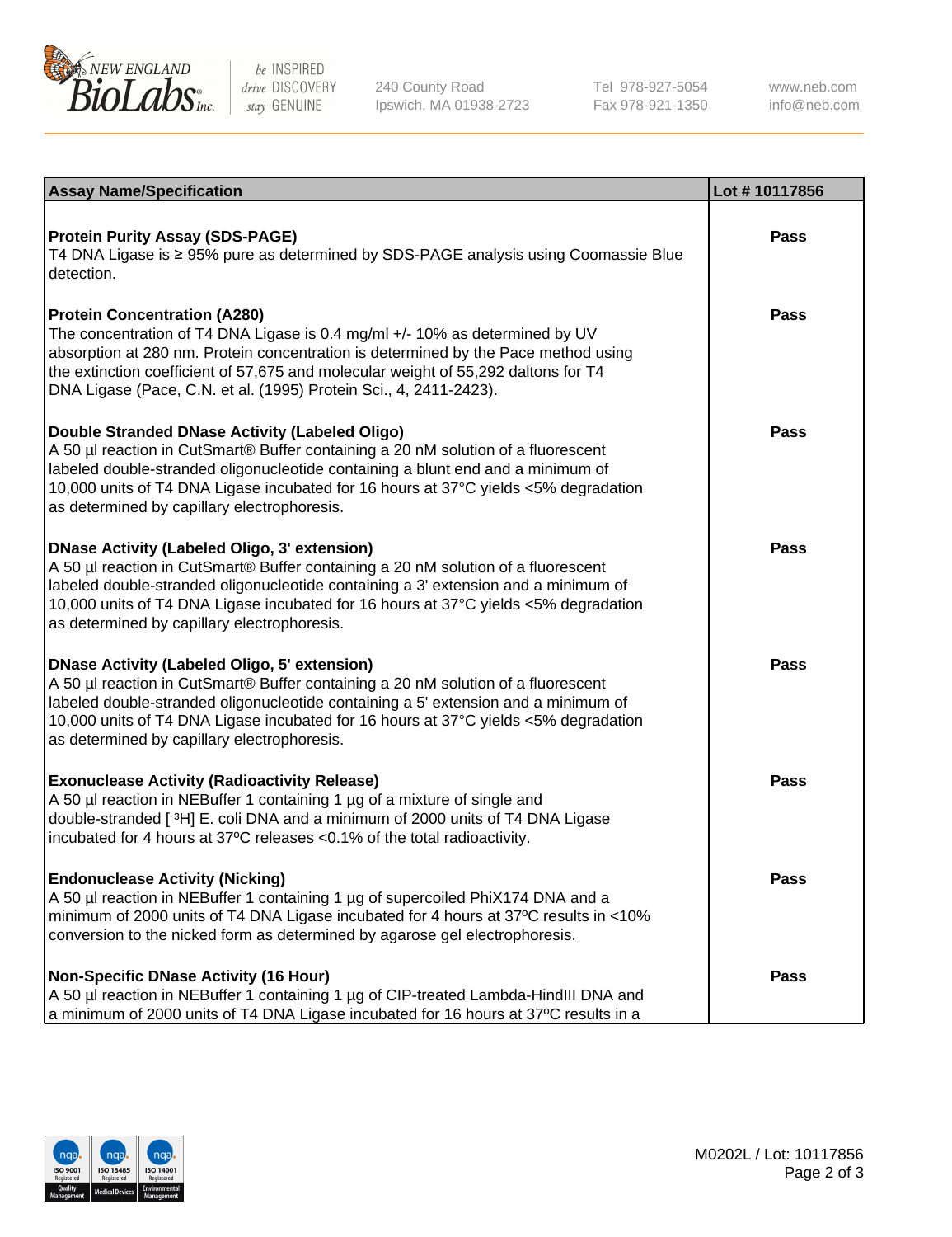| Assay Name/Specification | Lot # 10117856 |
|---|---|
| **Protein Purity Assay (SDS-PAGE)**<br>T4 DNA Ligase is ≥ 95% pure as determined by SDS-PAGE analysis using Coomassie Blue detection. | Pass |
| **Protein Concentration (A280)**<br>The concentration of T4 DNA Ligase is 0.4 mg/ml +/- 10% as determined by UV absorption at 280 nm. Protein concentration is determined by the Pace method using the extinction coefficient of 57,675 and molecular weight of 55,292 daltons for T4 DNA Ligase (Pace, C.N. et al. (1995) Protein Sci., 4, 2411-2423). | Pass |
| **Double Stranded DNase Activity (Labeled Oligo)**<br>A 50 µl reaction in CutSmart® Buffer containing a 20 nM solution of a fluorescent labeled double-stranded oligonucleotide containing a blunt end and a minimum of 10,000 units of T4 DNA Ligase incubated for 16 hours at 37°C yields <5% degradation as determined by capillary electrophoresis. | Pass |
| **DNase Activity (Labeled Oligo, 3' extension)**<br>A 50 µl reaction in CutSmart® Buffer containing a 20 nM solution of a fluorescent labeled double-stranded oligonucleotide containing a 3' extension and a minimum of 10,000 units of T4 DNA Ligase incubated for 16 hours at 37°C yields <5% degradation as determined by capillary electrophoresis. | Pass |
| **DNase Activity (Labeled Oligo, 5' extension)**<br>A 50 µl reaction in CutSmart® Buffer containing a 20 nM solution of a fluorescent labeled double-stranded oligonucleotide containing a 5' extension and a minimum of 10,000 units of T4 DNA Ligase incubated for 16 hours at 37°C yields <5% degradation as determined by capillary electrophoresis. | Pass |
| **Exonuclease Activity (Radioactivity Release)**<br>A 50 µl reaction in NEBuffer 1 containing 1 µg of a mixture of single and double-stranded [ $^3$H] E. coli DNA and a minimum of 2000 units of T4 DNA Ligase incubated for 4 hours at 37ºC releases <0.1% of the total radioactivity. | Pass |
| **Endonuclease Activity (Nicking)**<br>A 50 µl reaction in NEBuffer 1 containing 1 µg of supercoiled PhiX174 DNA and a minimum of 2000 units of T4 DNA Ligase incubated for 4 hours at 37ºC results in <10% conversion to the nicked form as determined by agarose gel electrophoresis. | Pass |
| **Non-Specific DNase Activity (16 Hour)**<br>A 50 µl reaction in NEBuffer 1 containing 1 µg of CIP-treated Lambda-HindIII DNA and a minimum of 2000 units of T4 DNA Ligase incubated for 16 hours at 37ºC results in a | Pass |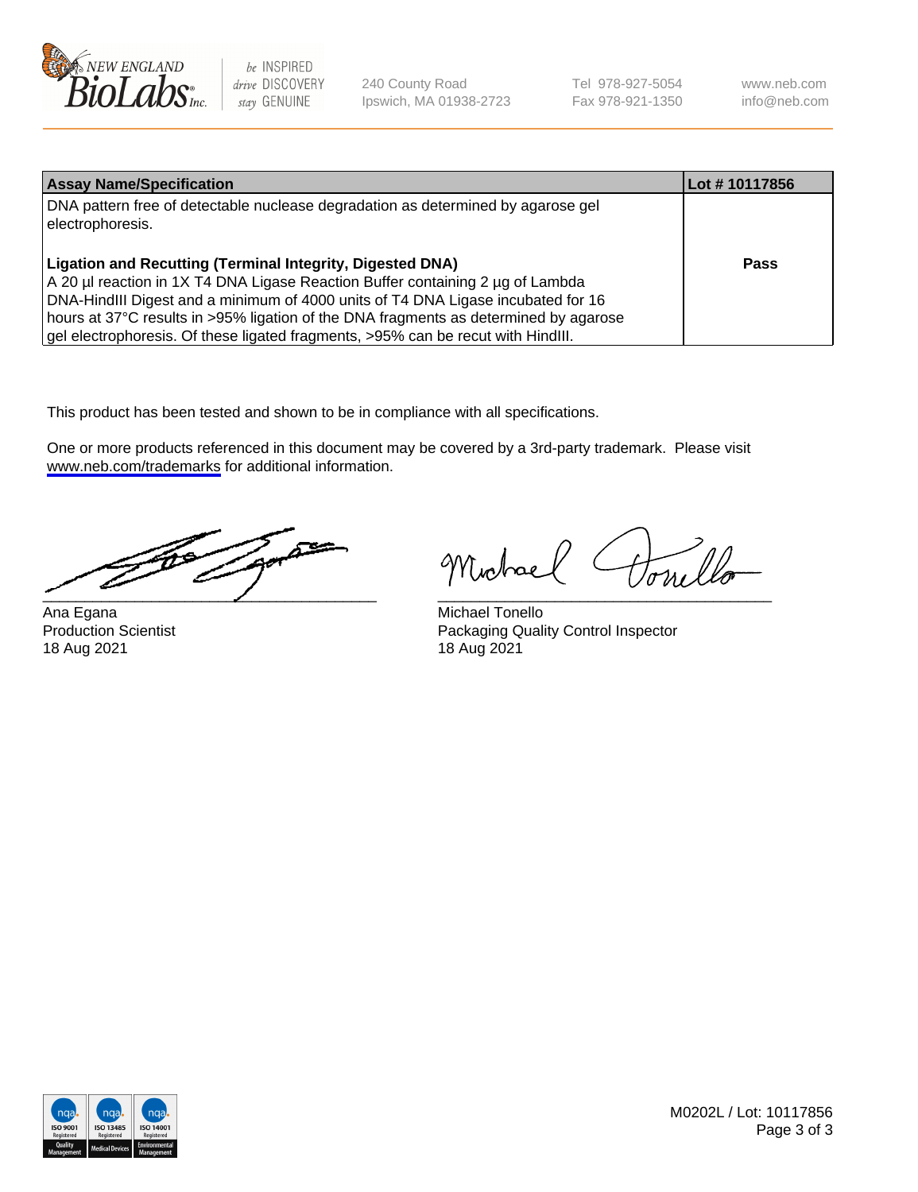New England BioLabs Inc. — be INSPIRED drive DISCOVERY stay GENUINE

240 County Road
Ipswich, MA 01938-2723

Tel 978-927-5054
Fax 978-921-1350

www.neb.com
info@neb.com

| Assay Name/Specification | Lot # 10117856 |
| --- | --- |
| DNA pattern free of detectable nuclease degradation as determined by agarose gel electrophoresis. | |
| **Ligation and Recutting (Terminal Integrity, Digested DNA)**<br>A 20 µl reaction in 1X T4 DNA Ligase Reaction Buffer containing 2 µg of Lambda DNA-HindIII Digest and a minimum of 4000 units of T4 DNA Ligase incubated for 16 hours at 37°C results in >95% ligation of the DNA fragments as determined by agarose gel electrophoresis. Of these ligated fragments, >95% can be recut with HindIII. | **Pass** |

This product has been tested and shown to be in compliance with all specifications.

One or more products referenced in this document may be covered by a 3rd-party trademark. Please visit www.neb.com/trademarks for additional information.

Ana Egana
Production Scientist
18 Aug 2021

Michael Tonello
Packaging Quality Control Inspector
18 Aug 2021

M0202L / Lot: 10117856